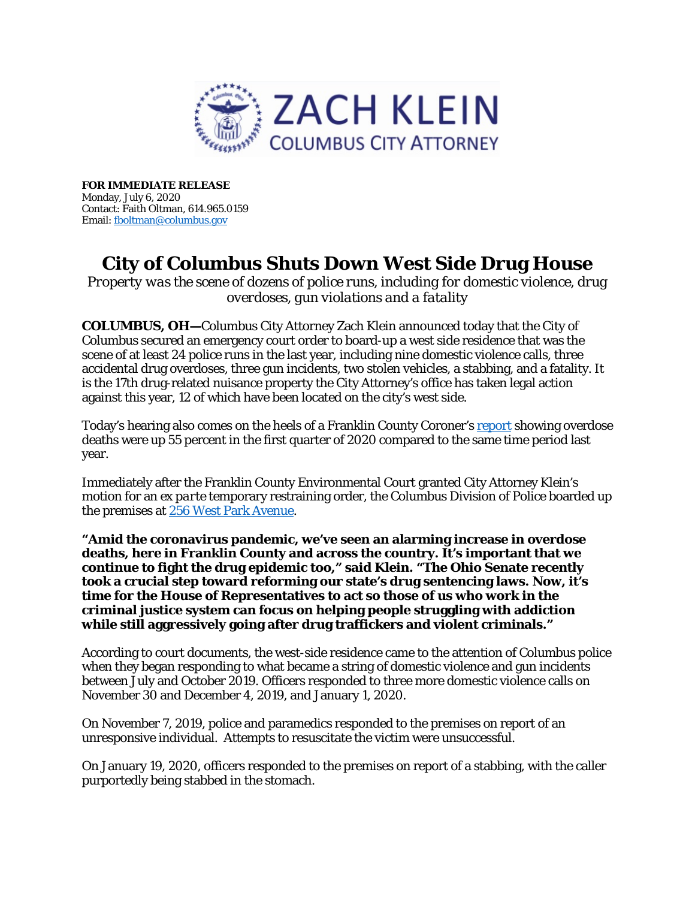ZACH KLEIN
COLUMBUS CITY ATTORNEY

**FOR IMMEDIATE RELEASE**
Monday, July 6, 2020
Contact: Faith Oltman, 614.965.0159
Email: fboltman@columbus.gov

# City of Columbus Shuts Down West Side Drug House

*Property was the scene of dozens of police runs, including for domestic violence, drug overdoses, gun violations and a fatality*

**COLUMBUS, OH—**Columbus City Attorney Zach Klein announced today that the City of Columbus secured an emergency court order to board-up a west side residence that was the scene of at least 24 police runs in the last year, including nine domestic violence calls, three accidental drug overdoses, three gun incidents, two stolen vehicles, a stabbing, and a fatality. It is the 17th drug-related nuisance property the City Attorney's office has taken legal action against this year, 12 of which have been located on the city's west side.

Today's hearing also comes on the heels of a Franklin County Coroner's report showing overdose deaths were up 55 percent in the first quarter of 2020 compared to the same time period last year.

Immediately after the Franklin County Environmental Court granted City Attorney Klein's motion for an *ex parte* temporary restraining order, the Columbus Division of Police boarded up the premises at 256 West Park Avenue.

**"Amid the coronavirus pandemic, we've seen an alarming increase in overdose deaths, here in Franklin County and across the country. It's important that we continue to fight the drug epidemic too," said Klein. "The Ohio Senate recently took a crucial step toward reforming our state's drug sentencing laws. Now, it's time for the House of Representatives to act so those of us who work in the criminal justice system can focus on helping people struggling with addiction while still aggressively going after drug traffickers and violent criminals."**

According to court documents, the west-side residence came to the attention of Columbus police when they began responding to what became a string of domestic violence and gun incidents between July and October 2019. Officers responded to three more domestic violence calls on November 30 and December 4, 2019, and January 1, 2020.

On November 7, 2019, police and paramedics responded to the premises on report of an unresponsive individual. Attempts to resuscitate the victim were unsuccessful.

On January 19, 2020, officers responded to the premises on report of a stabbing, with the caller purportedly being stabbed in the stomach.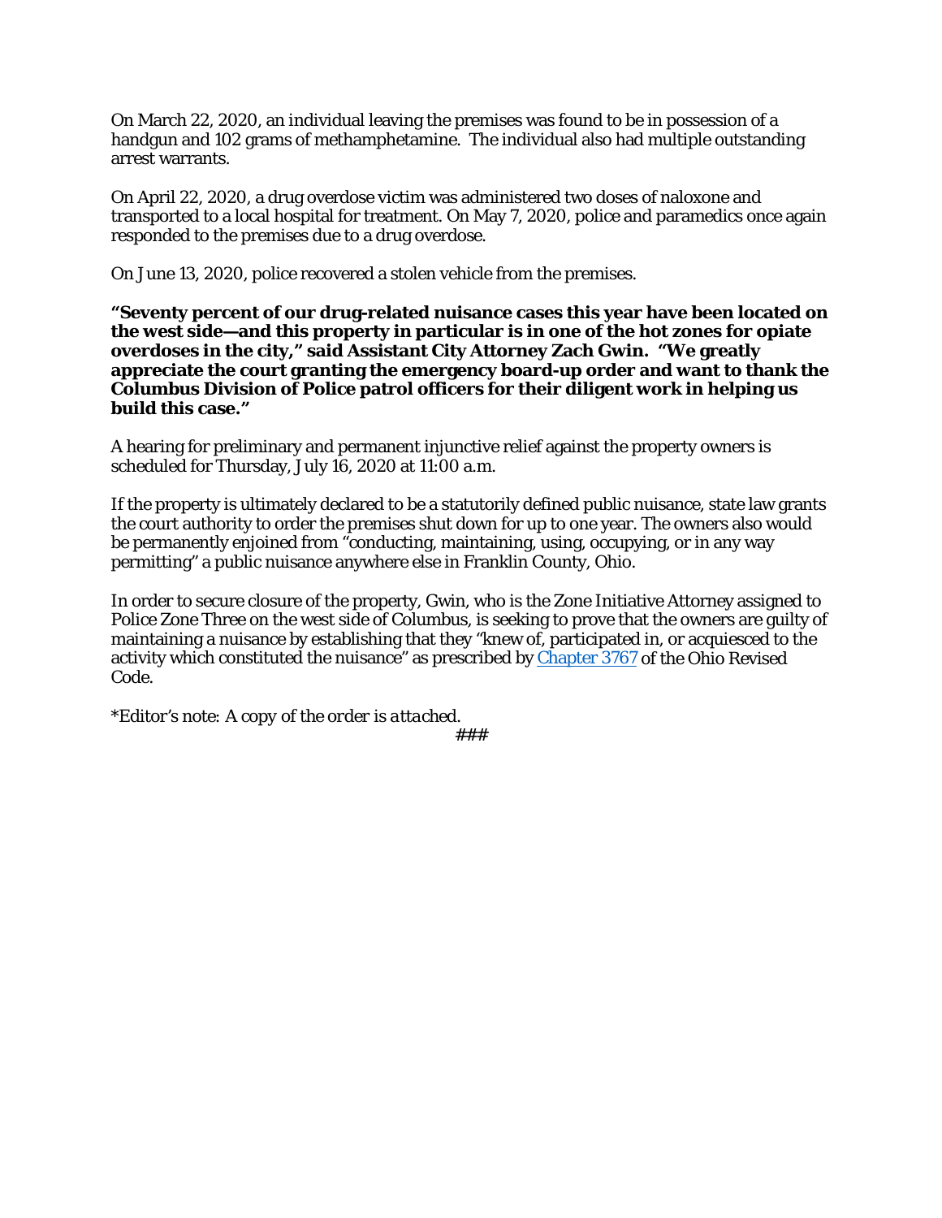On March 22, 2020, an individual leaving the premises was found to be in possession of a handgun and 102 grams of methamphetamine. The individual also had multiple outstanding arrest warrants.

On April 22, 2020, a drug overdose victim was administered two doses of naloxone and transported to a local hospital for treatment. On May 7, 2020, police and paramedics once again responded to the premises due to a drug overdose.

On June 13, 2020, police recovered a stolen vehicle from the premises.

**"Seventy percent of our drug-related nuisance cases this year have been located on the west side—and this property in particular is in one of the hot zones for opiate overdoses in the city," said Assistant City Attorney Zach Gwin. "We greatly appreciate the court granting the emergency board-up order and want to thank the Columbus Division of Police patrol officers for their diligent work in helping us build this case."**

A hearing for preliminary and permanent injunctive relief against the property owners is scheduled for Thursday, July 16, 2020 at 11:00 a.m.

If the property is ultimately declared to be a statutorily defined public nuisance, state law grants the court authority to order the premises shut down for up to one year. The owners also would be permanently enjoined from "conducting, maintaining, using, occupying, or in any way permitting" a public nuisance anywhere else in Franklin County, Ohio.

In order to secure closure of the property, Gwin, who is the Zone Initiative Attorney assigned to Police Zone Three on the west side of Columbus, is seeking to prove that the owners are guilty of maintaining a nuisance by establishing that they "knew of, participated in, or acquiesced to the activity which constituted the nuisance" as prescribed by [Chapter 3767] of the Ohio Revised Code.

*Editor's note: A copy of the order is attached.*

###